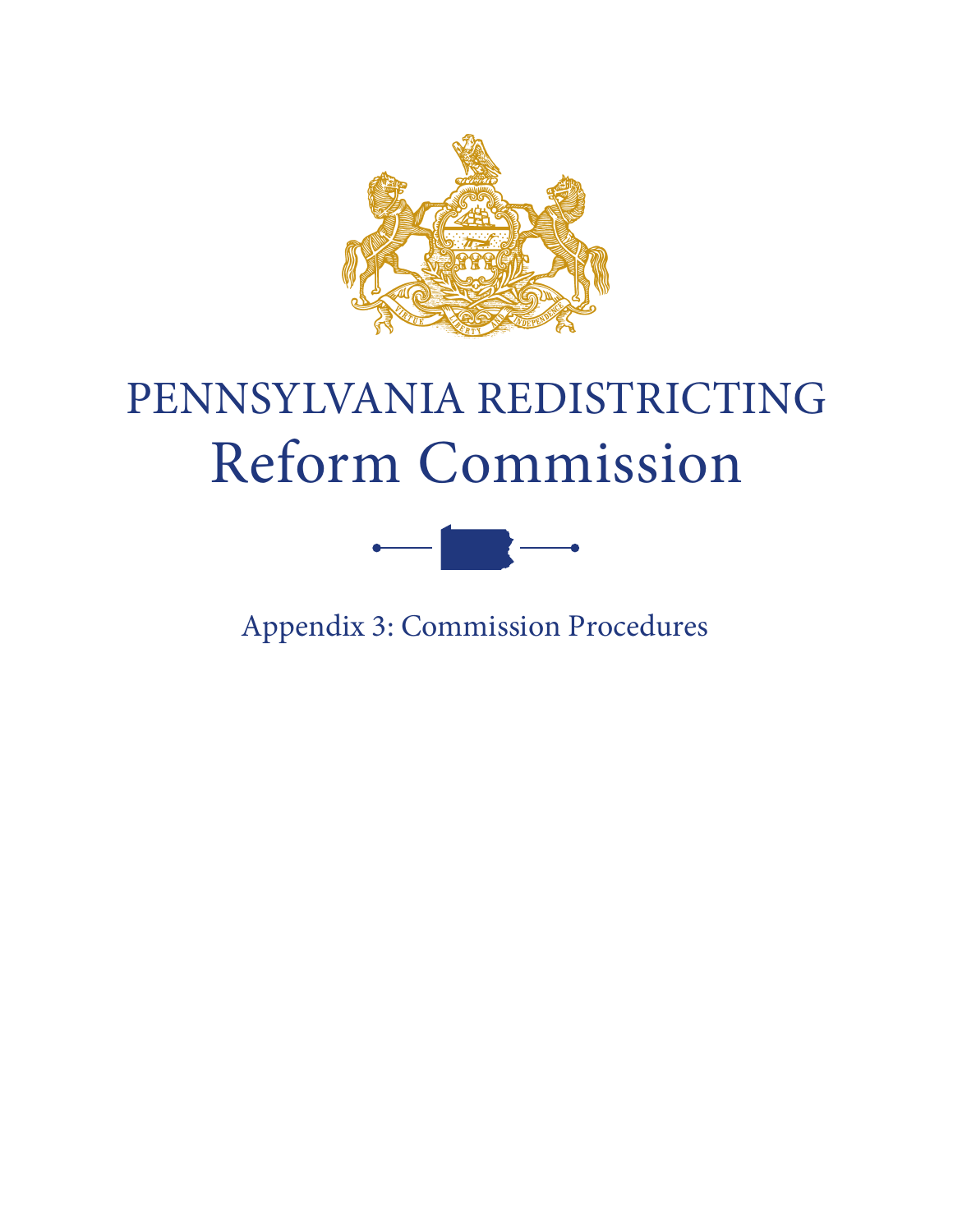# PENNSYLVANIA REDISTRICTING Reform Commission

Appendix 3: Commission Procedures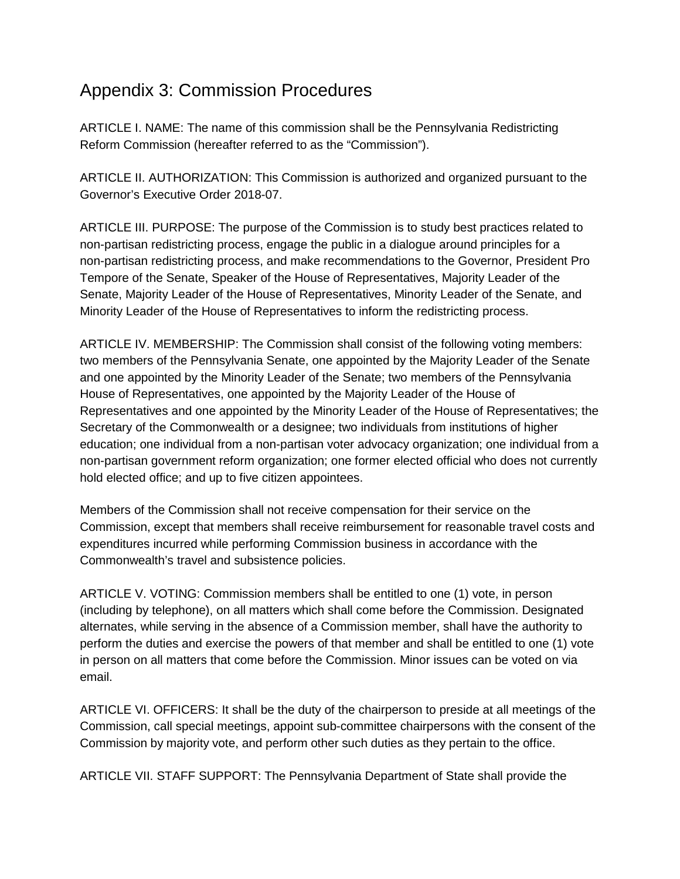# Appendix 3: Commission Procedures

ARTICLE I. NAME: The name of this commission shall be the Pennsylvania Redistricting Reform Commission (hereafter referred to as the "Commission").

ARTICLE II. AUTHORIZATION: This Commission is authorized and organized pursuant to the Governor's Executive Order 2018-07.

ARTICLE III. PURPOSE: The purpose of the Commission is to study best practices related to non-partisan redistricting process, engage the public in a dialogue around principles for a non-partisan redistricting process, and make recommendations to the Governor, President Pro Tempore of the Senate, Speaker of the House of Representatives, Majority Leader of the Senate, Majority Leader of the House of Representatives, Minority Leader of the Senate, and Minority Leader of the House of Representatives to inform the redistricting process.

ARTICLE IV. MEMBERSHIP: The Commission shall consist of the following voting members: two members of the Pennsylvania Senate, one appointed by the Majority Leader of the Senate and one appointed by the Minority Leader of the Senate; two members of the Pennsylvania House of Representatives, one appointed by the Majority Leader of the House of Representatives and one appointed by the Minority Leader of the House of Representatives; the Secretary of the Commonwealth or a designee; two individuals from institutions of higher education; one individual from a non-partisan voter advocacy organization; one individual from a non-partisan government reform organization; one former elected official who does not currently hold elected office; and up to five citizen appointees.

Members of the Commission shall not receive compensation for their service on the Commission, except that members shall receive reimbursement for reasonable travel costs and expenditures incurred while performing Commission business in accordance with the Commonwealth's travel and subsistence policies.

ARTICLE V. VOTING: Commission members shall be entitled to one (1) vote, in person (including by telephone), on all matters which shall come before the Commission. Designated alternates, while serving in the absence of a Commission member, shall have the authority to perform the duties and exercise the powers of that member and shall be entitled to one (1) vote in person on all matters that come before the Commission. Minor issues can be voted on via email.

ARTICLE VI. OFFICERS: It shall be the duty of the chairperson to preside at all meetings of the Commission, call special meetings, appoint sub-committee chairpersons with the consent of the Commission by majority vote, and perform other such duties as they pertain to the office.

ARTICLE VII. STAFF SUPPORT: The Pennsylvania Department of State shall provide the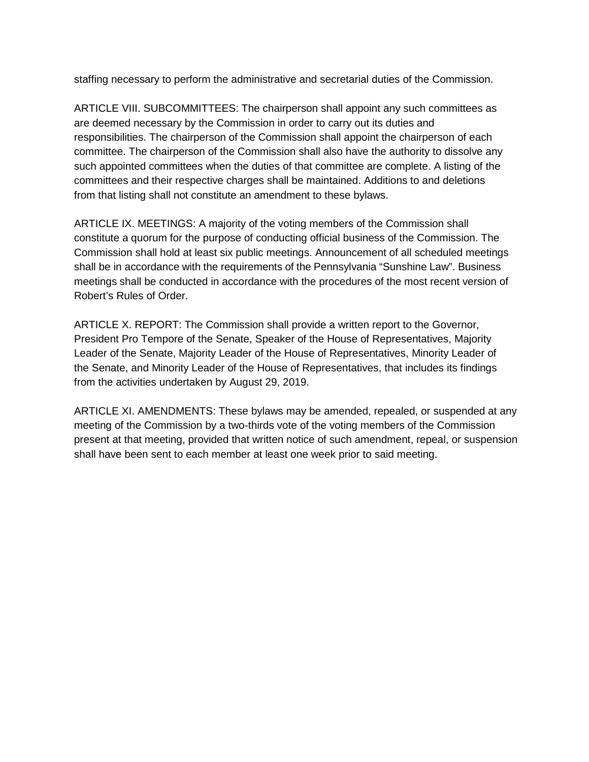staffing necessary to perform the administrative and secretarial duties of the Commission.

ARTICLE VIII. SUBCOMMITTEES: The chairperson shall appoint any such committees as are deemed necessary by the Commission in order to carry out its duties and responsibilities. The chairperson of the Commission shall appoint the chairperson of each committee. The chairperson of the Commission shall also have the authority to dissolve any such appointed committees when the duties of that committee are complete. A listing of the committees and their respective charges shall be maintained. Additions to and deletions from that listing shall not constitute an amendment to these bylaws.

ARTICLE IX. MEETINGS: A majority of the voting members of the Commission shall constitute a quorum for the purpose of conducting official business of the Commission. The Commission shall hold at least six public meetings. Announcement of all scheduled meetings shall be in accordance with the requirements of the Pennsylvania "Sunshine Law". Business meetings shall be conducted in accordance with the procedures of the most recent version of Robert's Rules of Order.

ARTICLE X. REPORT: The Commission shall provide a written report to the Governor, President Pro Tempore of the Senate, Speaker of the House of Representatives, Majority Leader of the Senate, Majority Leader of the House of Representatives, Minority Leader of the Senate, and Minority Leader of the House of Representatives, that includes its findings from the activities undertaken by August 29, 2019.

ARTICLE XI. AMENDMENTS: These bylaws may be amended, repealed, or suspended at any meeting of the Commission by a two-thirds vote of the voting members of the Commission present at that meeting, provided that written notice of such amendment, repeal, or suspension shall have been sent to each member at least one week prior to said meeting.